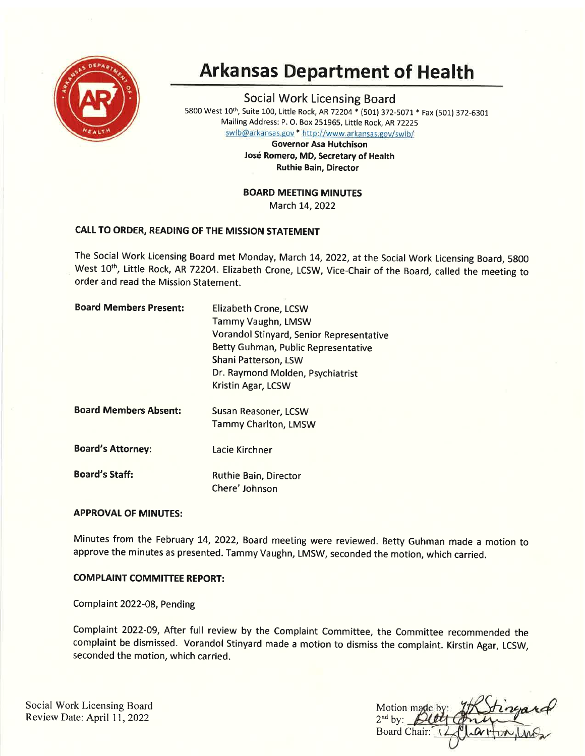# Arkansas Department of Health

## Social Work Licensing Board

5800 West 10th, Suite 100, Little Rock, AR 72204 * (501) 372-5071 * Fax (501) 372-6301
Mailing Address: P. O. Box 251965, Little Rock, AR 72225
swlb@arkansas.gov * http://www.arkansas.gov/swlb/

**Governor Asa Hutchison**
**José Romero, MD, Secretary of Health**
**Ruthie Bain, Director**

**BOARD MEETING MINUTES**
March 14, 2022

### CALL TO ORDER, READING OF THE MISSION STATEMENT

The Social Work Licensing Board met Monday, March 14, 2022, at the Social Work Licensing Board, 5800 West 10th, Little Rock, AR 72204. Elizabeth Crone, LCSW, Vice-Chair of the Board, called the meeting to order and read the Mission Statement.

**Board Members Present:**
Elizabeth Crone, LCSW
Tammy Vaughn, LMSW
Vorandol Stinyard, Senior Representative
Betty Guhman, Public Representative
Shani Patterson, LSW
Dr. Raymond Molden, Psychiatrist
Kristin Agar, LCSW

**Board Members Absent:**
Susan Reasoner, LCSW
Tammy Charlton, LMSW

**Board's Attorney:**
Lacie Kirchner

**Board's Staff:**
Ruthie Bain, Director
Chere' Johnson

### APPROVAL OF MINUTES:

Minutes from the February 14, 2022, Board meeting were reviewed. Betty Guhman made a motion to approve the minutes as presented. Tammy Vaughn, LMSW, seconded the motion, which carried.

### COMPLAINT COMMITTEE REPORT:

Complaint 2022-08, Pending

Complaint 2022-09, After full review by the Complaint Committee, the Committee recommended the complaint be dismissed. Vorandol Stinyard made a motion to dismiss the complaint. Kirstin Agar, LCSW, seconded the motion, which carried.

Social Work Licensing Board
Review Date: April 11, 2022

Motion made by: V. Stinyard
2nd by: Betty Guhman
Board Chair: T. Charlton, LMSW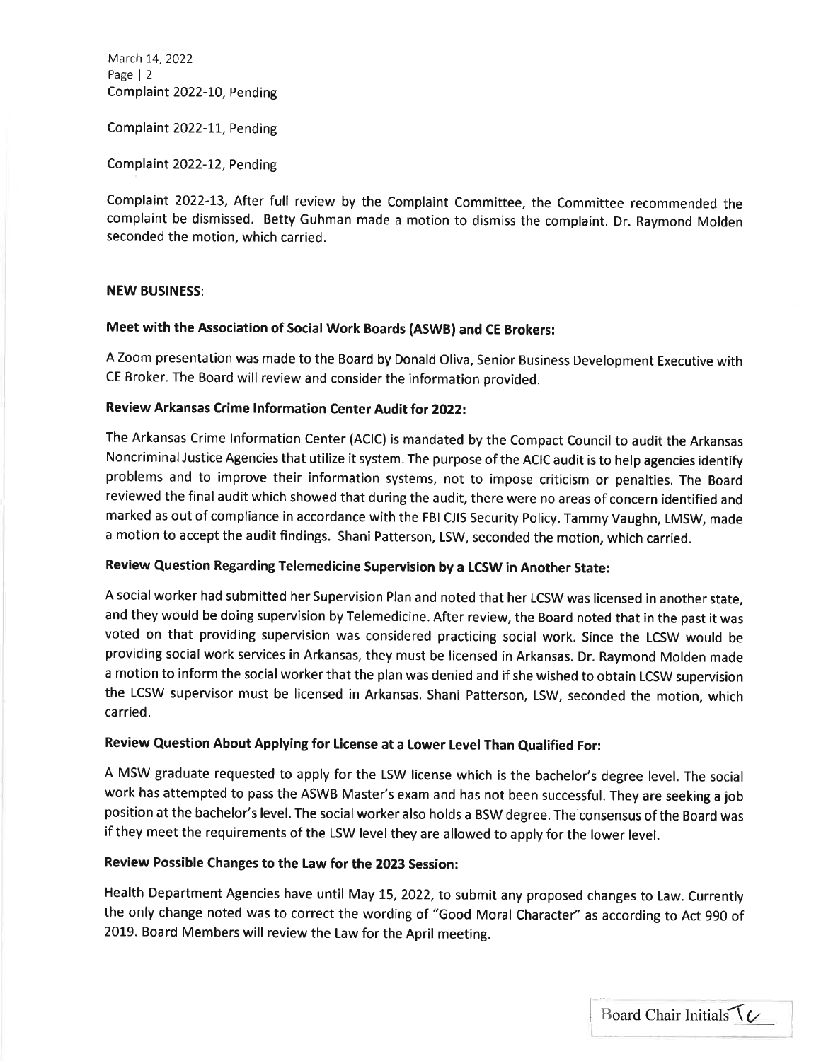Complaint 2022-10, Pending

Complaint 2022-11, Pending

Complaint 2022-12, Pending

Complaint 2022-13, After full review by the Complaint Committee, the Committee recommended the complaint be dismissed. Betty Guhman made a motion to dismiss the complaint. Dr. Raymond Molden seconded the motion, which carried.

**NEW BUSINESS**:

**Meet with the Association of Social Work Boards (ASWB) and CE Brokers:**

A Zoom presentation was made to the Board by Donald Oliva, Senior Business Development Executive with CE Broker. The Board will review and consider the information provided.

**Review Arkansas Crime Information Center Audit for 2022:**

The Arkansas Crime Information Center (ACIC) is mandated by the Compact Council to audit the Arkansas Noncriminal Justice Agencies that utilize it system. The purpose of the ACIC audit is to help agencies identify problems and to improve their information systems, not to impose criticism or penalties. The Board reviewed the final audit which showed that during the audit, there were no areas of concern identified and marked as out of compliance in accordance with the FBI CJIS Security Policy. Tammy Vaughn, LMSW, made a motion to accept the audit findings. Shani Patterson, LSW, seconded the motion, which carried.

**Review Question Regarding Telemedicine Supervision by a LCSW in Another State:**

A social worker had submitted her Supervision Plan and noted that her LCSW was licensed in another state, and they would be doing supervision by Telemedicine. After review, the Board noted that in the past it was voted on that providing supervision was considered practicing social work. Since the LCSW would be providing social work services in Arkansas, they must be licensed in Arkansas. Dr. Raymond Molden made a motion to inform the social worker that the plan was denied and if she wished to obtain LCSW supervision the LCSW supervisor must be licensed in Arkansas. Shani Patterson, LSW, seconded the motion, which carried.

**Review Question About Applying for License at a Lower Level Than Qualified For:**

A MSW graduate requested to apply for the LSW license which is the bachelor's degree level. The social work has attempted to pass the ASWB Master's exam and has not been successful. They are seeking a job position at the bachelor's level. The social worker also holds a BSW degree. The consensus of the Board was if they meet the requirements of the LSW level they are allowed to apply for the lower level.

**Review Possible Changes to the Law for the 2023 Session:**

Health Department Agencies have until May 15, 2022, to submit any proposed changes to Law. Currently the only change noted was to correct the wording of "Good Moral Character" as according to Act 990 of 2019. Board Members will review the Law for the April meeting.

Board Chair Initials TV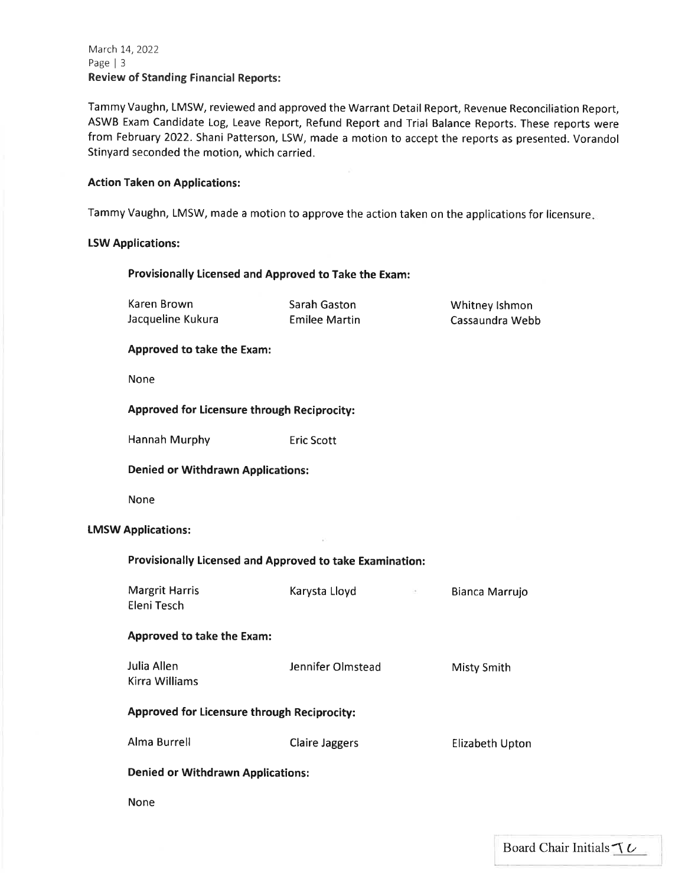**Review of Standing Financial Reports:**

Tammy Vaughn, LMSW, reviewed and approved the Warrant Detail Report, Revenue Reconciliation Report, ASWB Exam Candidate Log, Leave Report, Refund Report and Trial Balance Reports. These reports were from February 2022. Shani Patterson, LSW, made a motion to accept the reports as presented. Vorandol Stinyard seconded the motion, which carried.

**Action Taken on Applications:**

Tammy Vaughn, LMSW, made a motion to approve the action taken on the applications for licensure.

**LSW Applications:**

**Provisionally Licensed and Approved to Take the Exam:**

Karen Brown, Sarah Gaston, Whitney Ishmon, Jacqueline Kukura, Emilee Martin, Cassaundra Webb

**Approved to take the Exam:**

None

**Approved for Licensure through Reciprocity:**

Hannah Murphy, Eric Scott

**Denied or Withdrawn Applications:**

None

**LMSW Applications:**

**Provisionally Licensed and Approved to take Examination:**

Margrit Harris, Karysta Lloyd, Bianca Marrujo, Eleni Tesch

**Approved to take the Exam:**

Julia Allen, Jennifer Olmstead, Misty Smith, Kirra Williams

**Approved for Licensure through Reciprocity:**

Alma Burrell, Claire Jaggers, Elizabeth Upton

**Denied or Withdrawn Applications:**

None

Board Chair Initials TU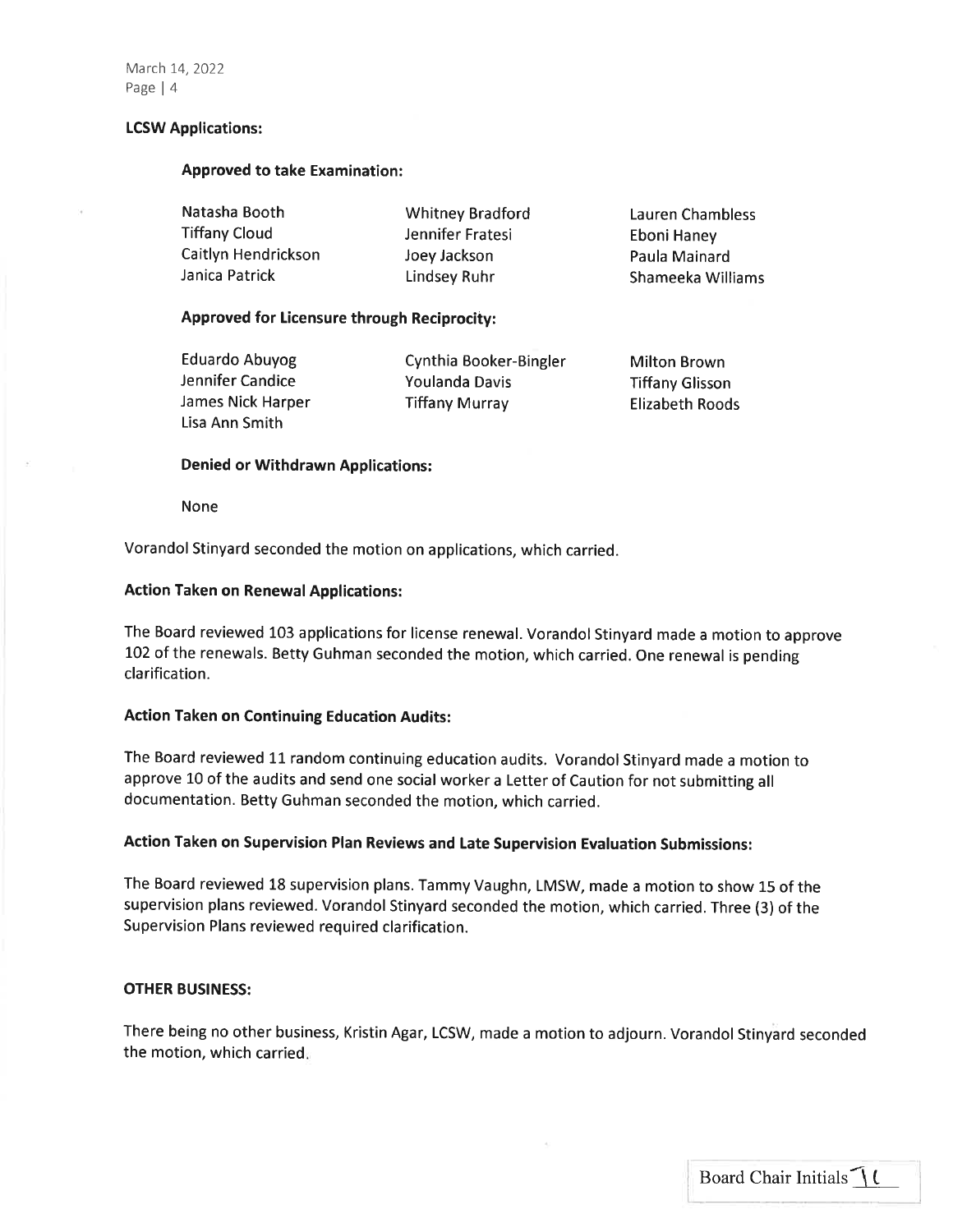**LCSW Applications:**

**Approved to take Examination:**

| | | |
|---|---|---|
| Natasha Booth | Whitney Bradford | Lauren Chambless |
| Tiffany Cloud | Jennifer Fratesi | Eboni Haney |
| Caitlyn Hendrickson | Joey Jackson | Paula Mainard |
| Janica Patrick | Lindsey Ruhr | Shameeka Williams |

**Approved for Licensure through Reciprocity:**

| | | |
|---|---|---|
| Eduardo Abuyog | Cynthia Booker-Bingler | Milton Brown |
| Jennifer Candice | Youlanda Davis | Tiffany Glisson |
| James Nick Harper | Tiffany Murray | Elizabeth Roods |
| Lisa Ann Smith | | |

**Denied or Withdrawn Applications:**

None

Vorandol Stinyard seconded the motion on applications, which carried.

**Action Taken on Renewal Applications:**

The Board reviewed 103 applications for license renewal. Vorandol Stinyard made a motion to approve 102 of the renewals. Betty Guhman seconded the motion, which carried. One renewal is pending clarification.

**Action Taken on Continuing Education Audits:**

The Board reviewed 11 random continuing education audits. Vorandol Stinyard made a motion to approve 10 of the audits and send one social worker a Letter of Caution for not submitting all documentation. Betty Guhman seconded the motion, which carried.

**Action Taken on Supervision Plan Reviews and Late Supervision Evaluation Submissions:**

The Board reviewed 18 supervision plans. Tammy Vaughn, LMSW, made a motion to show 15 of the supervision plans reviewed. Vorandol Stinyard seconded the motion, which carried. Three (3) of the Supervision Plans reviewed required clarification.

**OTHER BUSINESS:**

There being no other business, Kristin Agar, LCSW, made a motion to adjourn. Vorandol Stinyard seconded the motion, which carried.

Board Chair Initials